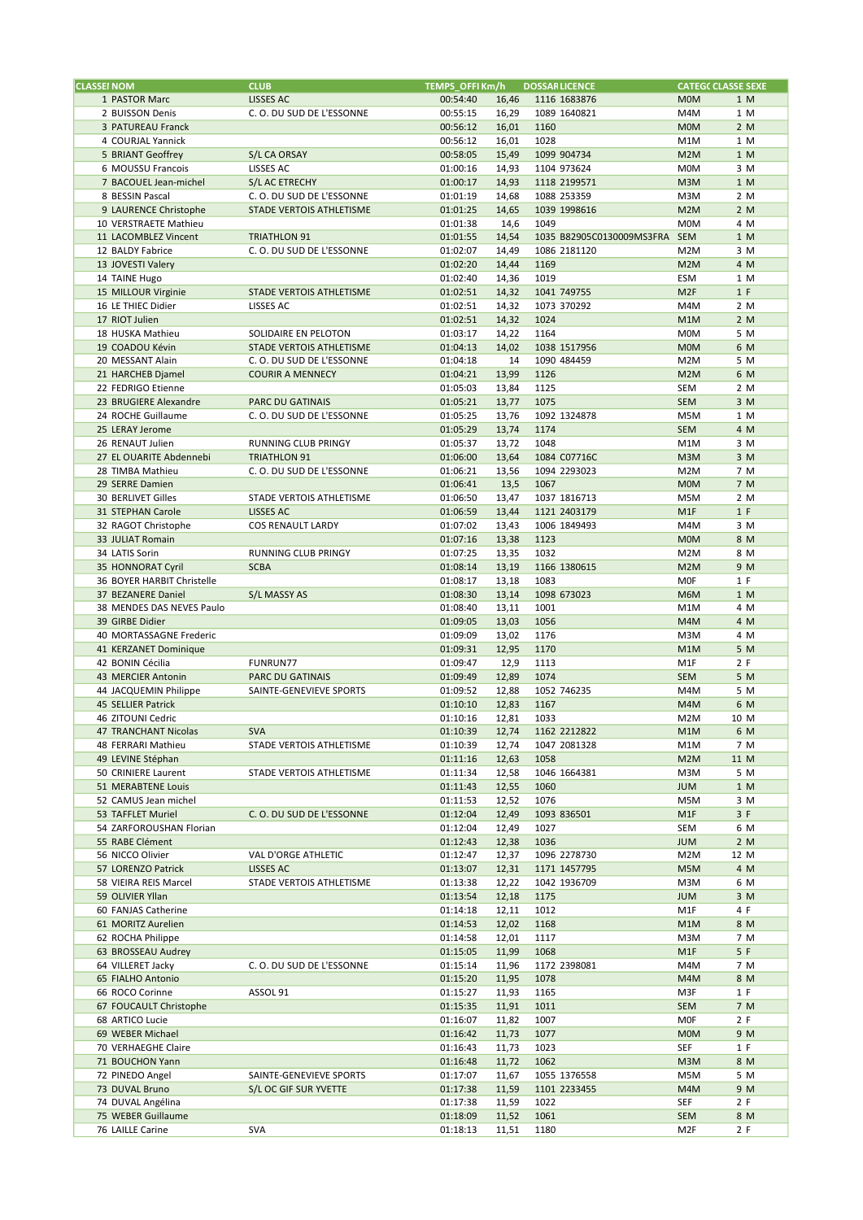| CLASSEMENT | NOM | CLUB | TEMPS_OFFI | Km/h | DOSSARD | LICENCE | CATEGORIE | CLASSE | SEXE |
|---|---|---|---|---|---|---|---|---|---|
| 1 | PASTOR Marc | LISSES AC | 00:54:40 | 16,46 | 1116 | 1683876 | M0M | 1 | M |
| 2 | BUISSON Denis | C. O. DU SUD DE L'ESSONNE | 00:55:15 | 16,29 | 1089 | 1640821 | M4M | 1 | M |
| 3 | PATUREAU Franck | | 00:56:12 | 16,01 | 1160 | | M0M | 2 | M |
| 4 | COURJAL Yannick | | 00:56:12 | 16,01 | 1028 | | M1M | 1 | M |
| 5 | BRIANT Geoffrey | S/L CA ORSAY | 00:58:05 | 15,49 | 1099 | 904734 | M2M | 1 | M |
| 6 | MOUSSU Francois | LISSES AC | 01:00:16 | 14,93 | 1104 | 973624 | M0M | 3 | M |
| 7 | BACOUEL Jean-michel | S/L AC ETRECHY | 01:00:17 | 14,93 | 1118 | 2199571 | M3M | 1 | M |
| 8 | BESSIN Pascal | C. O. DU SUD DE L'ESSONNE | 01:01:19 | 14,68 | 1088 | 253359 | M3M | 2 | M |
| 9 | LAURENCE Christophe | STADE VERTOIS ATHLETISME | 01:01:25 | 14,65 | 1039 | 1998616 | M2M | 2 | M |
| 10 | VERSTRAETE Mathieu | | 01:01:38 | 14,6 | 1049 | | M0M | 4 | M |
| 11 | LACOMBLEZ Vincent | TRIATHLON 91 | 01:01:55 | 14,54 | 1035 | B82905C0130009MS3FRA | SEM | 1 | M |
| 12 | BALDY Fabrice | C. O. DU SUD DE L'ESSONNE | 01:02:07 | 14,49 | 1086 | 2181120 | M2M | 3 | M |
| 13 | JOVESTI Valery | | 01:02:20 | 14,44 | 1169 | | M2M | 4 | M |
| 14 | TAINE Hugo | | 01:02:40 | 14,36 | 1019 | | ESM | 1 | M |
| 15 | MILLOUR Virginie | STADE VERTOIS ATHLETISME | 01:02:51 | 14,32 | 1041 | 749755 | M2F | 1 | F |
| 16 | LE THIEC Didier | LISSES AC | 01:02:51 | 14,32 | 1073 | 370292 | M4M | 2 | M |
| 17 | RIOT Julien | | 01:02:51 | 14,32 | 1024 | | M1M | 2 | M |
| 18 | HUSKA Mathieu | SOLIDAIRE EN PELOTON | 01:03:17 | 14,22 | 1164 | | M0M | 5 | M |
| 19 | COADOU Kévin | STADE VERTOIS ATHLETISME | 01:04:13 | 14,02 | 1038 | 1517956 | M0M | 6 | M |
| 20 | MESSANT Alain | C. O. DU SUD DE L'ESSONNE | 01:04:18 | 14 | 1090 | 484459 | M2M | 5 | M |
| 21 | HARCHEB Djamel | COURIR A MENNECY | 01:04:21 | 13,99 | 1126 | | M2M | 6 | M |
| 22 | FEDRIGO Etienne | | 01:05:03 | 13,84 | 1125 | | SEM | 2 | M |
| 23 | BRUGIERE Alexandre | PARC DU GATINAIS | 01:05:21 | 13,77 | 1075 | | SEM | 3 | M |
| 24 | ROCHE Guillaume | C. O. DU SUD DE L'ESSONNE | 01:05:25 | 13,76 | 1092 | 1324878 | M5M | 1 | M |
| 25 | LERAY Jerome | | 01:05:29 | 13,74 | 1174 | | SEM | 4 | M |
| 26 | RENAUT Julien | RUNNING CLUB PRINGY | 01:05:37 | 13,72 | 1048 | | M1M | 3 | M |
| 27 | EL OUARITE Abdennebi | TRIATHLON 91 | 01:06:00 | 13,64 | 1084 | C07716C | M3M | 3 | M |
| 28 | TIMBA Mathieu | C. O. DU SUD DE L'ESSONNE | 01:06:21 | 13,56 | 1094 | 2293023 | M2M | 7 | M |
| 29 | SERRE Damien | | 01:06:41 | 13,5 | 1067 | | M0M | 7 | M |
| 30 | BERLIVET Gilles | STADE VERTOIS ATHLETISME | 01:06:50 | 13,47 | 1037 | 1816713 | M5M | 2 | M |
| 31 | STEPHAN Carole | LISSES AC | 01:06:59 | 13,44 | 1121 | 2403179 | M1F | 1 | F |
| 32 | RAGOT Christophe | COS RENAULT LARDY | 01:07:02 | 13,43 | 1006 | 1849493 | M4M | 3 | M |
| 33 | JULIAT Romain | | 01:07:16 | 13,38 | 1123 | | M0M | 8 | M |
| 34 | LATIS Sorin | RUNNING CLUB PRINGY | 01:07:25 | 13,35 | 1032 | | M2M | 8 | M |
| 35 | HONNORAT Cyril | SCBA | 01:08:14 | 13,19 | 1166 | 1380615 | M2M | 9 | M |
| 36 | BOYER HARBIT Christelle | | 01:08:17 | 13,18 | 1083 | | M0F | 1 | F |
| 37 | BEZANERE Daniel | S/L MASSY AS | 01:08:30 | 13,14 | 1098 | 673023 | M6M | 1 | M |
| 38 | MENDES DAS NEVES Paulo | | 01:08:40 | 13,11 | 1001 | | M1M | 4 | M |
| 39 | GIRBE Didier | | 01:09:05 | 13,03 | 1056 | | M4M | 4 | M |
| 40 | MORTASSAGNE Frederic | | 01:09:09 | 13,02 | 1176 | | M3M | 4 | M |
| 41 | KERZANET Dominique | | 01:09:31 | 12,95 | 1170 | | M1M | 5 | M |
| 42 | BONIN Cécilia | FUNRUN77 | 01:09:47 | 12,9 | 1113 | | M1F | 2 | F |
| 43 | MERCIER Antonin | PARC DU GATINAIS | 01:09:49 | 12,89 | 1074 | | SEM | 5 | M |
| 44 | JACQUEMIN Philippe | SAINTE-GENEVIEVE SPORTS | 01:09:52 | 12,88 | 1052 | 746235 | M4M | 5 | M |
| 45 | SELLIER Patrick | | 01:10:10 | 12,83 | 1167 | | M4M | 6 | M |
| 46 | ZITOUNI Cedric | | 01:10:16 | 12,81 | 1033 | | M2M | 10 | M |
| 47 | TRANCHANT Nicolas | SVA | 01:10:39 | 12,74 | 1162 | 2212822 | M1M | 6 | M |
| 48 | FERRARI Mathieu | STADE VERTOIS ATHLETISME | 01:10:39 | 12,74 | 1047 | 2081328 | M1M | 7 | M |
| 49 | LEVINE Stéphan | | 01:11:16 | 12,63 | 1058 | | M2M | 11 | M |
| 50 | CRINIERE Laurent | STADE VERTOIS ATHLETISME | 01:11:34 | 12,58 | 1046 | 1664381 | M3M | 5 | M |
| 51 | MERABTENE Louis | | 01:11:43 | 12,55 | 1060 | | JUM | 1 | M |
| 52 | CAMUS Jean michel | | 01:11:53 | 12,52 | 1076 | | M5M | 3 | M |
| 53 | TAFFLET Muriel | C. O. DU SUD DE L'ESSONNE | 01:12:04 | 12,49 | 1093 | 836501 | M1F | 3 | F |
| 54 | ZARFOROUSHAN Florian | | 01:12:04 | 12,49 | 1027 | | SEM | 6 | M |
| 55 | RABE Clément | | 01:12:43 | 12,38 | 1036 | | JUM | 2 | M |
| 56 | NICCO Olivier | VAL D'ORGE ATHLETIC | 01:12:47 | 12,37 | 1096 | 2278730 | M2M | 12 | M |
| 57 | LORENZO Patrick | LISSES AC | 01:13:07 | 12,31 | 1171 | 1457795 | M5M | 4 | M |
| 58 | VIEIRA REIS Marcel | STADE VERTOIS ATHLETISME | 01:13:38 | 12,22 | 1042 | 1936709 | M3M | 6 | M |
| 59 | OLIVIER Yllan | | 01:13:54 | 12,18 | 1175 | | JUM | 3 | M |
| 60 | FANJAS Catherine | | 01:14:18 | 12,11 | 1012 | | M1F | 4 | F |
| 61 | MORITZ Aurelien | | 01:14:53 | 12,02 | 1168 | | M1M | 8 | M |
| 62 | ROCHA Philippe | | 01:14:58 | 12,01 | 1117 | | M3M | 7 | M |
| 63 | BROSSEAU Audrey | | 01:15:05 | 11,99 | 1068 | | M1F | 5 | F |
| 64 | VILLERET Jacky | C. O. DU SUD DE L'ESSONNE | 01:15:14 | 11,96 | 1172 | 2398081 | M4M | 7 | M |
| 65 | FIALHO Antonio | | 01:15:20 | 11,95 | 1078 | | M4M | 8 | M |
| 66 | ROCO Corinne | ASSOL 91 | 01:15:27 | 11,93 | 1165 | | M3F | 1 | F |
| 67 | FOUCAULT Christophe | | 01:15:35 | 11,91 | 1011 | | SEM | 7 | M |
| 68 | ARTICO Lucie | | 01:16:07 | 11,82 | 1007 | | M0F | 2 | F |
| 69 | WEBER Michael | | 01:16:42 | 11,73 | 1077 | | M0M | 9 | M |
| 70 | VERHAEGHE Claire | | 01:16:43 | 11,73 | 1023 | | SEF | 1 | F |
| 71 | BOUCHON Yann | | 01:16:48 | 11,72 | 1062 | | M3M | 8 | M |
| 72 | PINEDO Angel | SAINTE-GENEVIEVE SPORTS | 01:17:07 | 11,67 | 1055 | 1376558 | M5M | 5 | M |
| 73 | DUVAL Bruno | S/L OC GIF SUR YVETTE | 01:17:38 | 11,59 | 1101 | 2233455 | M4M | 9 | M |
| 74 | DUVAL Angélina | | 01:17:38 | 11,59 | 1022 | | SEF | 2 | F |
| 75 | WEBER Guillaume | | 01:18:09 | 11,52 | 1061 | | SEM | 8 | M |
| 76 | LAILLE Carine | SVA | 01:18:13 | 11,51 | 1180 | | M2F | 2 | F |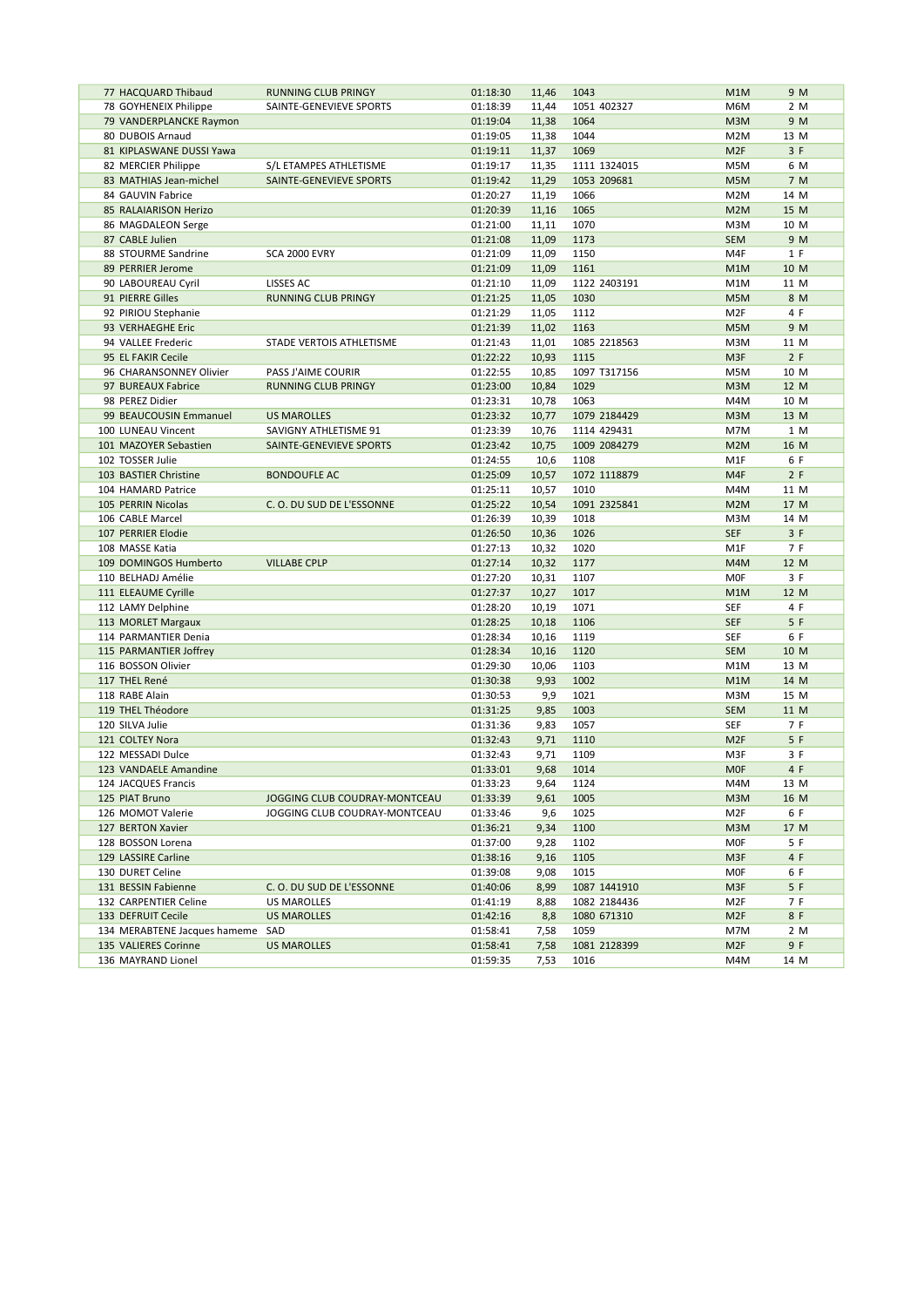| | | | | | | | |
|---|---|---|---|---|---|---|---|
| 77 HACQUARD Thibaud | RUNNING CLUB PRINGY | 01:18:30 | 11,46 | 1043 | M1M | 9 | M |
| 78 GOYHENEIX Philippe | SAINTE-GENEVIEVE SPORTS | 01:18:39 | 11,44 | 1051 402327 | M6M | 2 | M |
| 79 VANDERPLANCKE Raymon | | 01:19:04 | 11,38 | 1064 | M3M | 9 | M |
| 80 DUBOIS Arnaud | | 01:19:05 | 11,38 | 1044 | M2M | 13 | M |
| 81 KIPLASWANE DUSSI Yawa | | 01:19:11 | 11,37 | 1069 | M2F | 3 | F |
| 82 MERCIER Philippe | S/L ETAMPES ATHLETISME | 01:19:17 | 11,35 | 1111 1324015 | M5M | 6 | M |
| 83 MATHIAS Jean-michel | SAINTE-GENEVIEVE SPORTS | 01:19:42 | 11,29 | 1053 209681 | M5M | 7 | M |
| 84 GAUVIN Fabrice | | 01:20:27 | 11,19 | 1066 | M2M | 14 | M |
| 85 RALAIARISON Herizo | | 01:20:39 | 11,16 | 1065 | M2M | 15 | M |
| 86 MAGDALEON Serge | | 01:21:00 | 11,11 | 1070 | M3M | 10 | M |
| 87 CABLE Julien | | 01:21:08 | 11,09 | 1173 | SEM | 9 | M |
| 88 STOURME Sandrine | SCA 2000 EVRY | 01:21:09 | 11,09 | 1150 | M4F | 1 | F |
| 89 PERRIER Jerome | | 01:21:09 | 11,09 | 1161 | M1M | 10 | M |
| 90 LABOUREAU Cyril | LISSES AC | 01:21:10 | 11,09 | 1122 2403191 | M1M | 11 | M |
| 91 PIERRE Gilles | RUNNING CLUB PRINGY | 01:21:25 | 11,05 | 1030 | M5M | 8 | M |
| 92 PIRIOU Stephanie | | 01:21:29 | 11,05 | 1112 | M2F | 4 | F |
| 93 VERHAEGHE Eric | | 01:21:39 | 11,02 | 1163 | M5M | 9 | M |
| 94 VALLEE Frederic | STADE VERTOIS ATHLETISME | 01:21:43 | 11,01 | 1085 2218563 | M3M | 11 | M |
| 95 EL FAKIR Cecile | | 01:22:22 | 10,93 | 1115 | M3F | 2 | F |
| 96 CHARANSONNEY Olivier | PASS J'AIME COURIR | 01:22:55 | 10,85 | 1097 T317156 | M5M | 10 | M |
| 97 BUREAUX Fabrice | RUNNING CLUB PRINGY | 01:23:00 | 10,84 | 1029 | M3M | 12 | M |
| 98 PEREZ Didier | | 01:23:31 | 10,78 | 1063 | M4M | 10 | M |
| 99 BEAUCOUSIN Emmanuel | US MAROLLES | 01:23:32 | 10,77 | 1079 2184429 | M3M | 13 | M |
| 100 LUNEAU Vincent | SAVIGNY ATHLETISME 91 | 01:23:39 | 10,76 | 1114 429431 | M7M | 1 | M |
| 101 MAZOYER Sebastien | SAINTE-GENEVIEVE SPORTS | 01:23:42 | 10,75 | 1009 2084279 | M2M | 16 | M |
| 102 TOSSER Julie | | 01:24:55 | 10,6 | 1108 | M1F | 6 | F |
| 103 BASTIER Christine | BONDOUFLE AC | 01:25:09 | 10,57 | 1072 1118879 | M4F | 2 | F |
| 104 HAMARD Patrice | | 01:25:11 | 10,57 | 1010 | M4M | 11 | M |
| 105 PERRIN Nicolas | C. O. DU SUD DE L'ESSONNE | 01:25:22 | 10,54 | 1091 2325841 | M2M | 17 | M |
| 106 CABLE Marcel | | 01:26:39 | 10,39 | 1018 | M3M | 14 | M |
| 107 PERRIER Elodie | | 01:26:50 | 10,36 | 1026 | SEF | 3 | F |
| 108 MASSE Katia | | 01:27:13 | 10,32 | 1020 | M1F | 7 | F |
| 109 DOMINGOS Humberto | VILLABE CPLP | 01:27:14 | 10,32 | 1177 | M4M | 12 | M |
| 110 BELHADJ Amélie | | 01:27:20 | 10,31 | 1107 | M0F | 3 | F |
| 111 ELEAUME Cyrille | | 01:27:37 | 10,27 | 1017 | M1M | 12 | M |
| 112 LAMY Delphine | | 01:28:20 | 10,19 | 1071 | SEF | 4 | F |
| 113 MORLET Margaux | | 01:28:25 | 10,18 | 1106 | SEF | 5 | F |
| 114 PARMANTIER Denia | | 01:28:34 | 10,16 | 1119 | SEF | 6 | F |
| 115 PARMANTIER Joffrey | | 01:28:34 | 10,16 | 1120 | SEM | 10 | M |
| 116 BOSSON Olivier | | 01:29:30 | 10,06 | 1103 | M1M | 13 | M |
| 117 THEL René | | 01:30:38 | 9,93 | 1002 | M1M | 14 | M |
| 118 RABE Alain | | 01:30:53 | 9,9 | 1021 | M3M | 15 | M |
| 119 THEL Théodore | | 01:31:25 | 9,85 | 1003 | SEM | 11 | M |
| 120 SILVA Julie | | 01:31:36 | 9,83 | 1057 | SEF | 7 | F |
| 121 COLTEY Nora | | 01:32:43 | 9,71 | 1110 | M2F | 5 | F |
| 122 MESSADI Dulce | | 01:32:43 | 9,71 | 1109 | M3F | 3 | F |
| 123 VANDAELE Amandine | | 01:33:01 | 9,68 | 1014 | M0F | 4 | F |
| 124 JACQUES Francis | | 01:33:23 | 9,64 | 1124 | M4M | 13 | M |
| 125 PIAT Bruno | JOGGING CLUB COUDRAY-MONTCEAU | 01:33:39 | 9,61 | 1005 | M3M | 16 | M |
| 126 MOMOT Valerie | JOGGING CLUB COUDRAY-MONTCEAU | 01:33:46 | 9,6 | 1025 | M2F | 6 | F |
| 127 BERTON Xavier | | 01:36:21 | 9,34 | 1100 | M3M | 17 | M |
| 128 BOSSON Lorena | | 01:37:00 | 9,28 | 1102 | M0F | 5 | F |
| 129 LASSIRE Carline | | 01:38:16 | 9,16 | 1105 | M3F | 4 | F |
| 130 DURET Celine | | 01:39:08 | 9,08 | 1015 | M0F | 6 | F |
| 131 BESSIN Fabienne | C. O. DU SUD DE L'ESSONNE | 01:40:06 | 8,99 | 1087 1441910 | M3F | 5 | F |
| 132 CARPENTIER Celine | US MAROLLES | 01:41:19 | 8,88 | 1082 2184436 | M2F | 7 | F |
| 133 DEFRUIT Cecile | US MAROLLES | 01:42:16 | 8,8 | 1080 671310 | M2F | 8 | F |
| 134 MERABTENE Jacques hameme | SAD | 01:58:41 | 7,58 | 1059 | M7M | 2 | M |
| 135 VALIERES Corinne | US MAROLLES | 01:58:41 | 7,58 | 1081 2128399 | M2F | 9 | F |
| 136 MAYRAND Lionel | | 01:59:35 | 7,53 | 1016 | M4M | 14 | M |